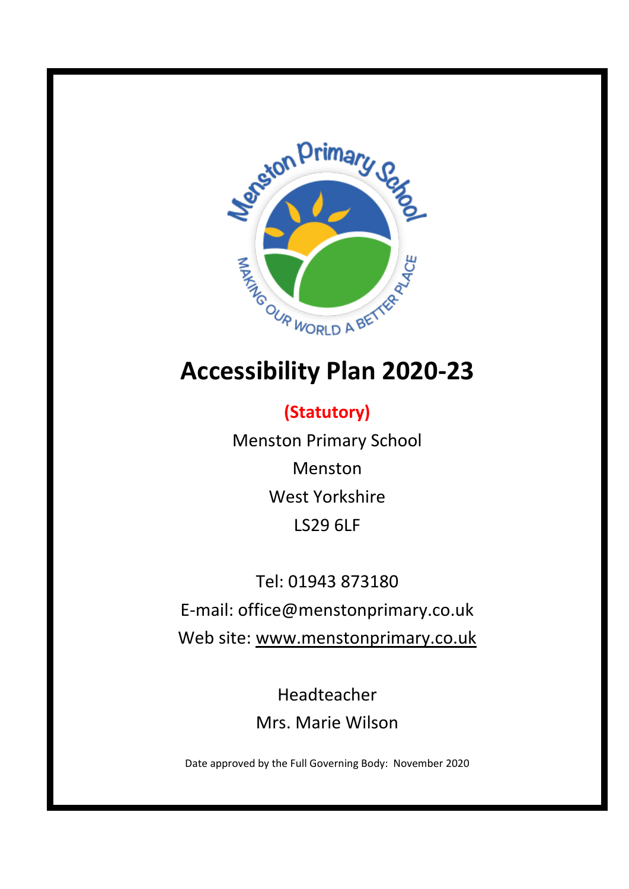# Accessibility Plan 2020-23

**(Statutory)**

Menston Primary School

Menston

West Yorkshire

LS29 6LF

Tel: 01943 873180

E-mail: office@menstonprimary.co.uk

Web site: www.menstonprimary.co.uk

Headteacher

Mrs. Marie Wilson

Date approved by the Full Governing Body: November 2020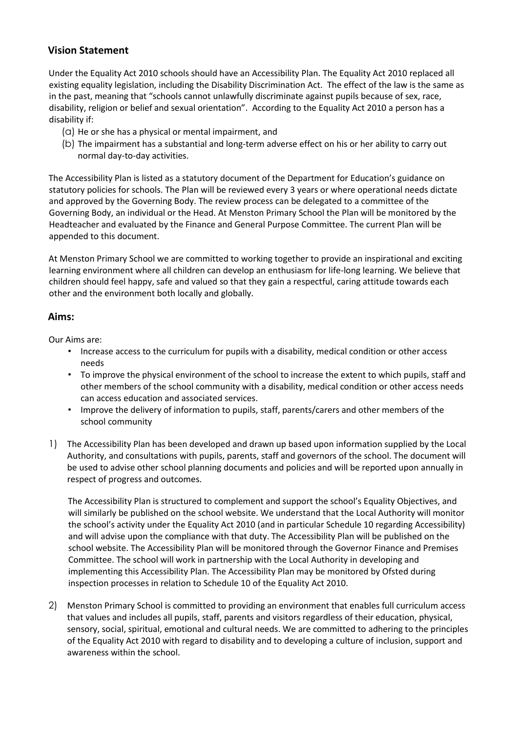## Vision Statement

Under the Equality Act 2010 schools should have an Accessibility Plan. The Equality Act 2010 replaced all existing equality legislation, including the Disability Discrimination Act. The effect of the law is the same as in the past, meaning that "schools cannot unlawfully discriminate against pupils because of sex, race, disability, religion or belief and sexual orientation". According to the Equality Act 2010 a person has a disability if:

(a) He or she has a physical or mental impairment, and
(b) The impairment has a substantial and long-term adverse effect on his or her ability to carry out normal day-to-day activities.

The Accessibility Plan is listed as a statutory document of the Department for Education's guidance on statutory policies for schools. The Plan will be reviewed every 3 years or where operational needs dictate and approved by the Governing Body. The review process can be delegated to a committee of the Governing Body, an individual or the Head. At Menston Primary School the Plan will be monitored by the Headteacher and evaluated by the Finance and General Purpose Committee. The current Plan will be appended to this document.

At Menston Primary School we are committed to working together to provide an inspirational and exciting learning environment where all children can develop an enthusiasm for life-long learning. We believe that children should feel happy, safe and valued so that they gain a respectful, caring attitude towards each other and the environment both locally and globally.

## Aims:

Our Aims are:

- Increase access to the curriculum for pupils with a disability, medical condition or other access needs
- To improve the physical environment of the school to increase the extent to which pupils, staff and other members of the school community with a disability, medical condition or other access needs can access education and associated services.
- Improve the delivery of information to pupils, staff, parents/carers and other members of the school community

1) The Accessibility Plan has been developed and drawn up based upon information supplied by the Local Authority, and consultations with pupils, parents, staff and governors of the school. The document will be used to advise other school planning documents and policies and will be reported upon annually in respect of progress and outcomes.

   The Accessibility Plan is structured to complement and support the school's Equality Objectives, and will similarly be published on the school website. We understand that the Local Authority will monitor the school's activity under the Equality Act 2010 (and in particular Schedule 10 regarding Accessibility) and will advise upon the compliance with that duty. The Accessibility Plan will be published on the school website. The Accessibility Plan will be monitored through the Governor Finance and Premises Committee. The school will work in partnership with the Local Authority in developing and implementing this Accessibility Plan. The Accessibility Plan may be monitored by Ofsted during inspection processes in relation to Schedule 10 of the Equality Act 2010.

2) Menston Primary School is committed to providing an environment that enables full curriculum access that values and includes all pupils, staff, parents and visitors regardless of their education, physical, sensory, social, spiritual, emotional and cultural needs. We are committed to adhering to the principles of the Equality Act 2010 with regard to disability and to developing a culture of inclusion, support and awareness within the school.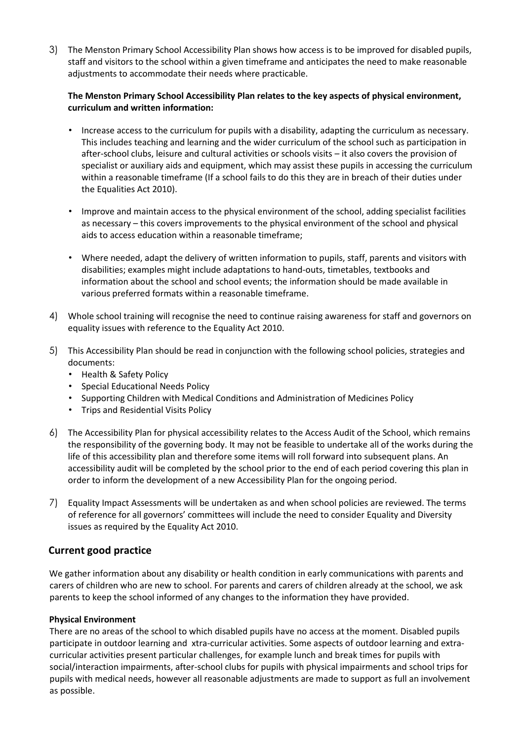3) The Menston Primary School Accessibility Plan shows how access is to be improved for disabled pupils, staff and visitors to the school within a given timeframe and anticipates the need to make reasonable adjustments to accommodate their needs where practicable.

   **The Menston Primary School Accessibility Plan relates to the key aspects of physical environment, curriculum and written information:**

   - Increase access to the curriculum for pupils with a disability, adapting the curriculum as necessary. This includes teaching and learning and the wider curriculum of the school such as participation in after-school clubs, leisure and cultural activities or schools visits – it also covers the provision of specialist or auxiliary aids and equipment, which may assist these pupils in accessing the curriculum within a reasonable timeframe (If a school fails to do this they are in breach of their duties under the Equalities Act 2010).

   - Improve and maintain access to the physical environment of the school, adding specialist facilities as necessary – this covers improvements to the physical environment of the school and physical aids to access education within a reasonable timeframe;

   - Where needed, adapt the delivery of written information to pupils, staff, parents and visitors with disabilities; examples might include adaptations to hand-outs, timetables, textbooks and information about the school and school events; the information should be made available in various preferred formats within a reasonable timeframe.

4) Whole school training will recognise the need to continue raising awareness for staff and governors on equality issues with reference to the Equality Act 2010.

5) This Accessibility Plan should be read in conjunction with the following school policies, strategies and documents:
   - Health & Safety Policy
   - Special Educational Needs Policy
   - Supporting Children with Medical Conditions and Administration of Medicines Policy
   - Trips and Residential Visits Policy

6) The Accessibility Plan for physical accessibility relates to the Access Audit of the School, which remains the responsibility of the governing body. It may not be feasible to undertake all of the works during the life of this accessibility plan and therefore some items will roll forward into subsequent plans. An accessibility audit will be completed by the school prior to the end of each period covering this plan in order to inform the development of a new Accessibility Plan for the ongoing period.

7) Equality Impact Assessments will be undertaken as and when school policies are reviewed. The terms of reference for all governors' committees will include the need to consider Equality and Diversity issues as required by the Equality Act 2010.

## Current good practice

We gather information about any disability or health condition in early communications with parents and carers of children who are new to school. For parents and carers of children already at the school, we ask parents to keep the school informed of any changes to the information they have provided.

**Physical Environment**

There are no areas of the school to which disabled pupils have no access at the moment. Disabled pupils participate in outdoor learning and xtra-curricular activities. Some aspects of outdoor learning and extra-curricular activities present particular challenges, for example lunch and break times for pupils with social/interaction impairments, after-school clubs for pupils with physical impairments and school trips for pupils with medical needs, however all reasonable adjustments are made to support as full an involvement as possible.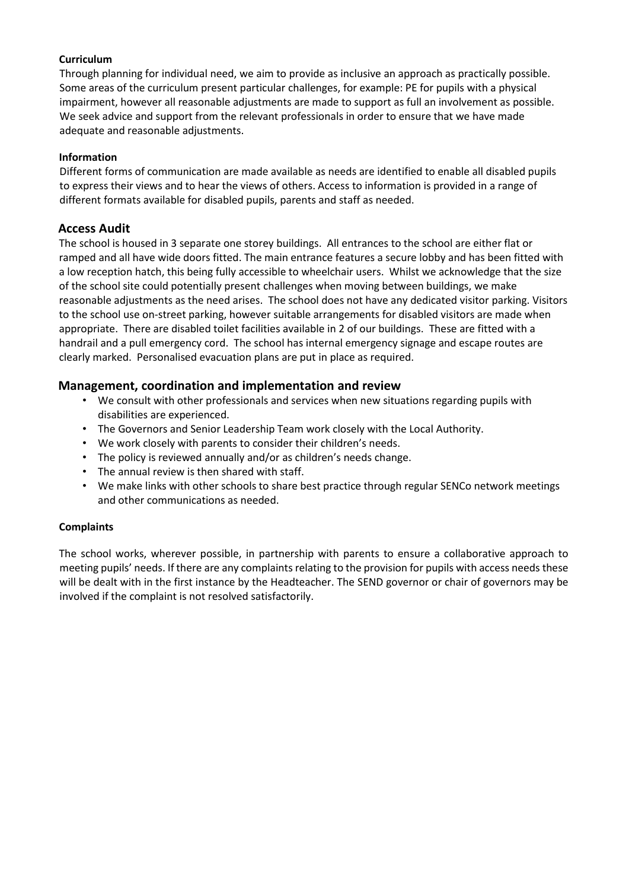**Curriculum**

Through planning for individual need, we aim to provide as inclusive an approach as practically possible. Some areas of the curriculum present particular challenges, for example: PE for pupils with a physical impairment, however all reasonable adjustments are made to support as full an involvement as possible. We seek advice and support from the relevant professionals in order to ensure that we have made adequate and reasonable adjustments.

**Information**

Different forms of communication are made available as needs are identified to enable all disabled pupils to express their views and to hear the views of others. Access to information is provided in a range of different formats available for disabled pupils, parents and staff as needed.

## Access Audit

The school is housed in 3 separate one storey buildings. All entrances to the school are either flat or ramped and all have wide doors fitted. The main entrance features a secure lobby and has been fitted with a low reception hatch, this being fully accessible to wheelchair users. Whilst we acknowledge that the size of the school site could potentially present challenges when moving between buildings, we make reasonable adjustments as the need arises. The school does not have any dedicated visitor parking. Visitors to the school use on-street parking, however suitable arrangements for disabled visitors are made when appropriate. There are disabled toilet facilities available in 2 of our buildings. These are fitted with a handrail and a pull emergency cord. The school has internal emergency signage and escape routes are clearly marked. Personalised evacuation plans are put in place as required.

## Management, coordination and implementation and review

- We consult with other professionals and services when new situations regarding pupils with disabilities are experienced.
- The Governors and Senior Leadership Team work closely with the Local Authority.
- We work closely with parents to consider their children's needs.
- The policy is reviewed annually and/or as children's needs change.
- The annual review is then shared with staff.
- We make links with other schools to share best practice through regular SENCo network meetings and other communications as needed.

**Complaints**

The school works, wherever possible, in partnership with parents to ensure a collaborative approach to meeting pupils' needs. If there are any complaints relating to the provision for pupils with access needs these will be dealt with in the first instance by the Headteacher. The SEND governor or chair of governors may be involved if the complaint is not resolved satisfactorily.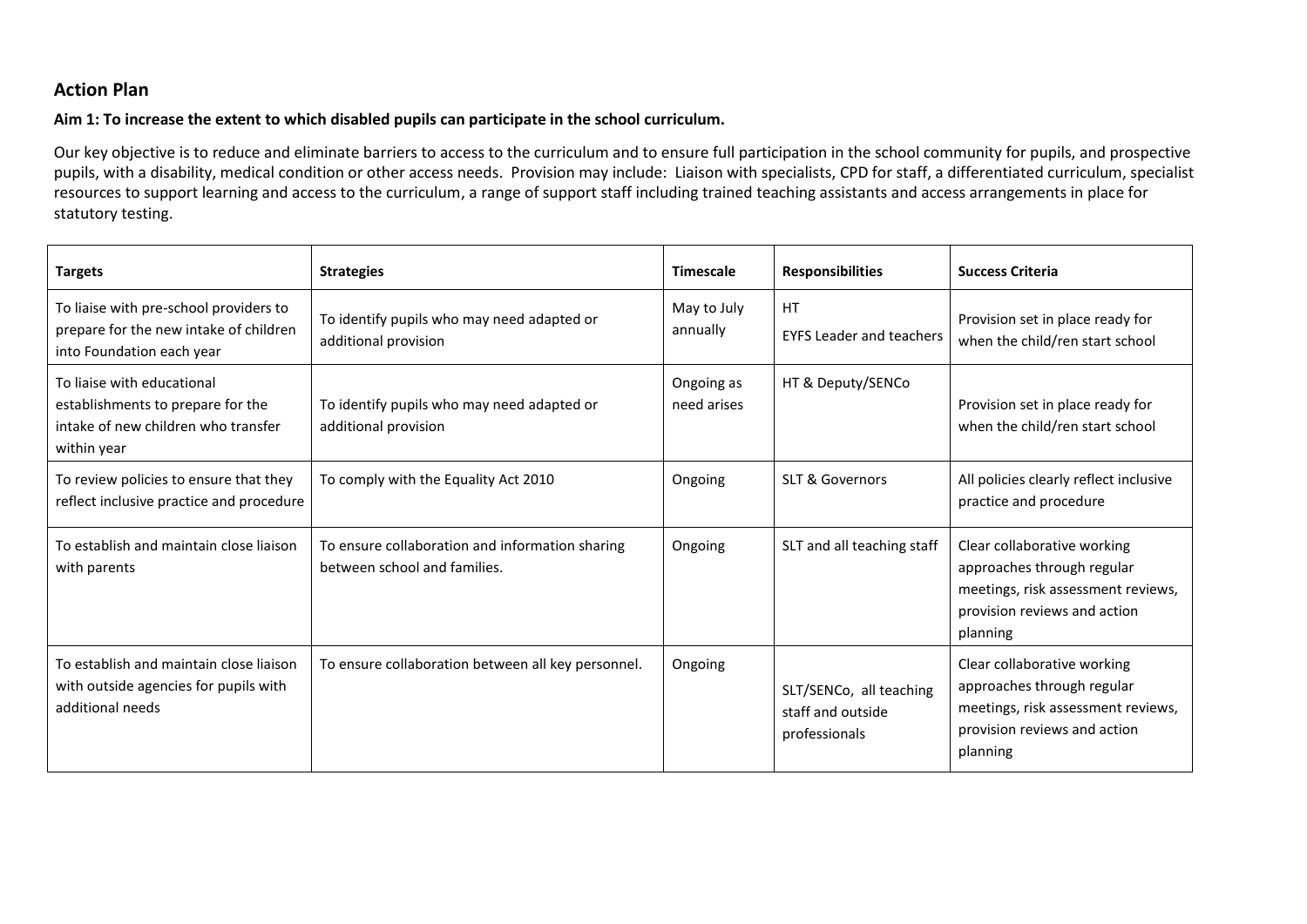## Action Plan

**Aim 1: To increase the extent to which disabled pupils can participate in the school curriculum.**

Our key objective is to reduce and eliminate barriers to access to the curriculum and to ensure full participation in the school community for pupils, and prospective pupils, with a disability, medical condition or other access needs. Provision may include: Liaison with specialists, CPD for staff, a differentiated curriculum, specialist resources to support learning and access to the curriculum, a range of support staff including trained teaching assistants and access arrangements in place for statutory testing.

| **Targets** | **Strategies** | **Timescale** | **Responsibilities** | **Success Criteria** |
|---|---|---|---|---|
| To liaise with pre-school providers to prepare for the new intake of children into Foundation each year | To identify pupils who may need adapted or additional provision | May to July annually | HT<br>EYFS Leader and teachers | Provision set in place ready for when the child/ren start school |
| To liaise with educational establishments to prepare for the intake of new children who transfer within year | To identify pupils who may need adapted or additional provision | Ongoing as need arises | HT & Deputy/SENCo | Provision set in place ready for when the child/ren start school |
| To review policies to ensure that they reflect inclusive practice and procedure | To comply with the Equality Act 2010 | Ongoing | SLT & Governors | All policies clearly reflect inclusive practice and procedure |
| To establish and maintain close liaison with parents | To ensure collaboration and information sharing between school and families. | Ongoing | SLT and all teaching staff | Clear collaborative working approaches through regular meetings, risk assessment reviews, provision reviews and action planning |
| To establish and maintain close liaison with outside agencies for pupils with additional needs | To ensure collaboration between all key personnel. | Ongoing | SLT/SENCo, all teaching staff and outside professionals | Clear collaborative working approaches through regular meetings, risk assessment reviews, provision reviews and action planning |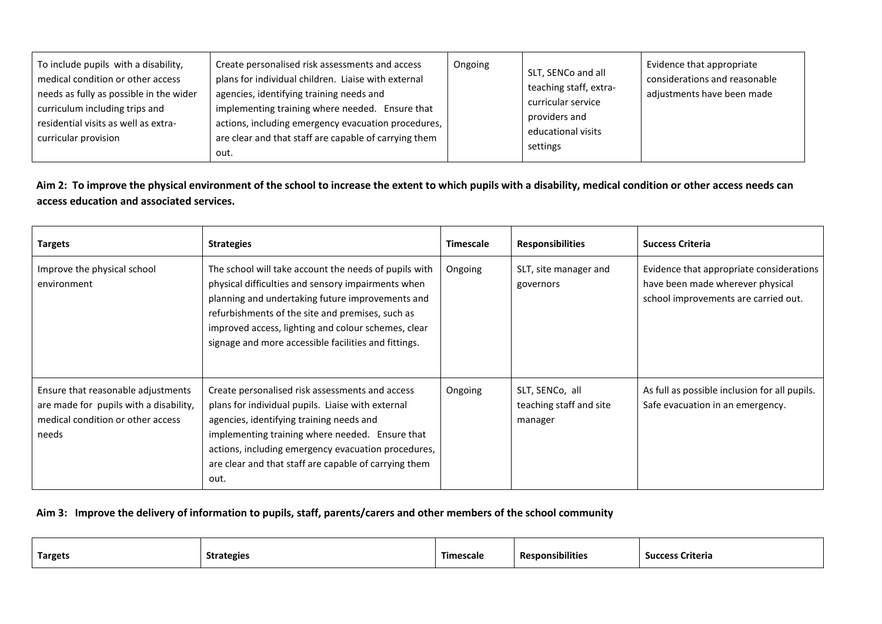| | | | | |
|---|---|---|---|---|
| To include pupils with a disability, medical condition or other access needs as fully as possible in the wider curriculum including trips and residential visits as well as extra-curricular provision | Create personalised risk assessments and access plans for individual children. Liaise with external agencies, identifying training needs and implementing training where needed. Ensure that actions, including emergency evacuation procedures, are clear and that staff are capable of carrying them out. | Ongoing | SLT, SENCo and all teaching staff, extra-curricular service providers and educational visits settings | Evidence that appropriate considerations and reasonable adjustments have been made |

**Aim 2: To improve the physical environment of the school to increase the extent to which pupils with a disability, medical condition or other access needs can access education and associated services.**

| Targets | Strategies | Timescale | Responsibilities | Success Criteria |
|---|---|---|---|---|
| Improve the physical school environment | The school will take account the needs of pupils with physical difficulties and sensory impairments when planning and undertaking future improvements and refurbishments of the site and premises, such as improved access, lighting and colour schemes, clear signage and more accessible facilities and fittings. | Ongoing | SLT, site manager and governors | Evidence that appropriate considerations have been made wherever physical school improvements are carried out. |
| Ensure that reasonable adjustments are made for pupils with a disability, medical condition or other access needs | Create personalised risk assessments and access plans for individual pupils. Liaise with external agencies, identifying training needs and implementing training where needed. Ensure that actions, including emergency evacuation procedures, are clear and that staff are capable of carrying them out. | Ongoing | SLT, SENCo, all teaching staff and site manager | As full as possible inclusion for all pupils. Safe evacuation in an emergency. |

**Aim 3: Improve the delivery of information to pupils, staff, parents/carers and other members of the school community**

| Targets | Strategies | Timescale | Responsibilities | Success Criteria |
|---|---|---|---|---|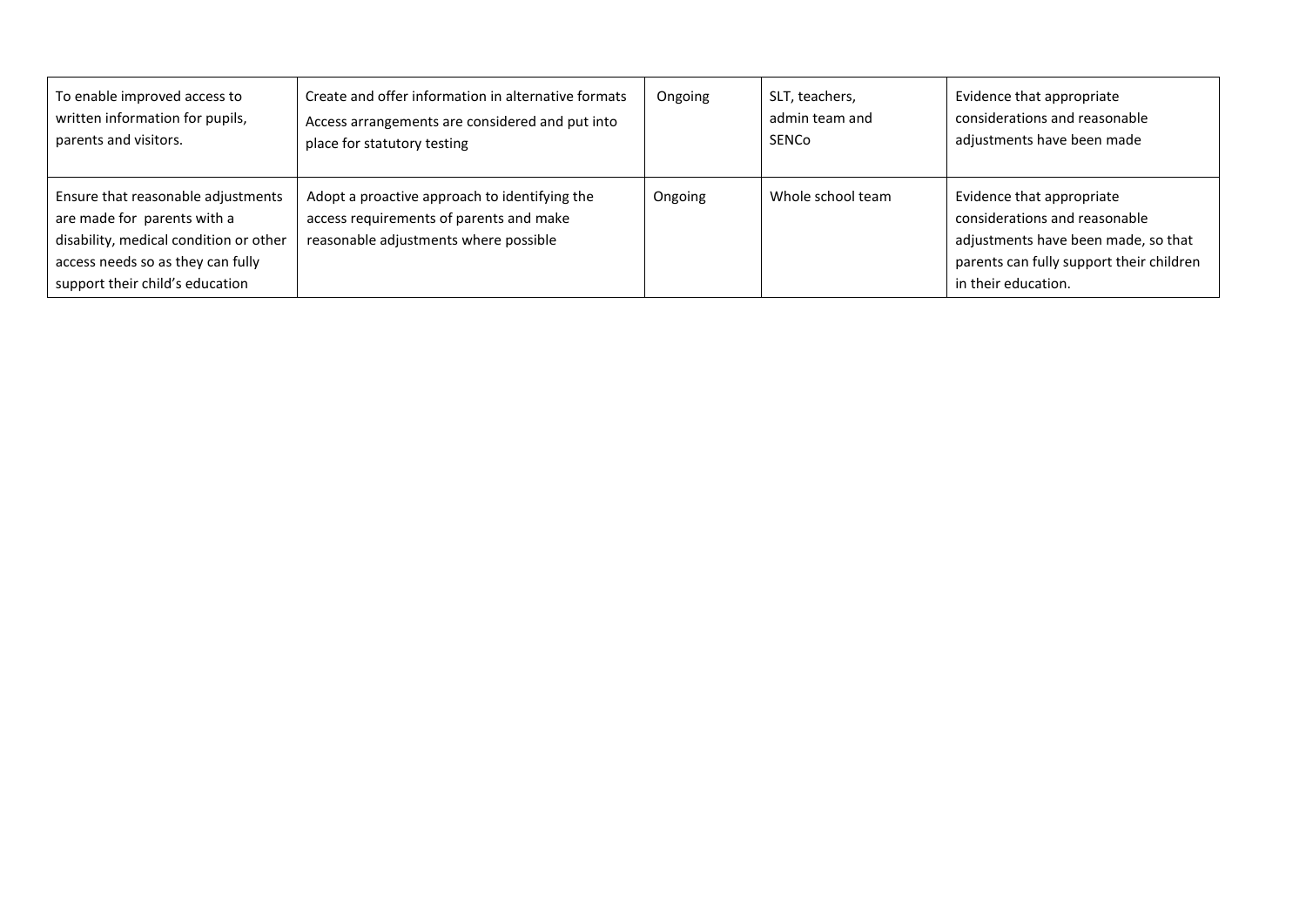| | | | | |
|---|---|---|---|---|
| To enable improved access to written information for pupils, parents and visitors. | Create and offer information in alternative formats<br>Access arrangements are considered and put into place for statutory testing | Ongoing | SLT, teachers, admin team and SENCo | Evidence that appropriate considerations and reasonable adjustments have been made |
| Ensure that reasonable adjustments are made for parents with a disability, medical condition or other access needs so as they can fully support their child's education | Adopt a proactive approach to identifying the access requirements of parents and make reasonable adjustments where possible | Ongoing | Whole school team | Evidence that appropriate considerations and reasonable adjustments have been made, so that parents can fully support their children in their education. |